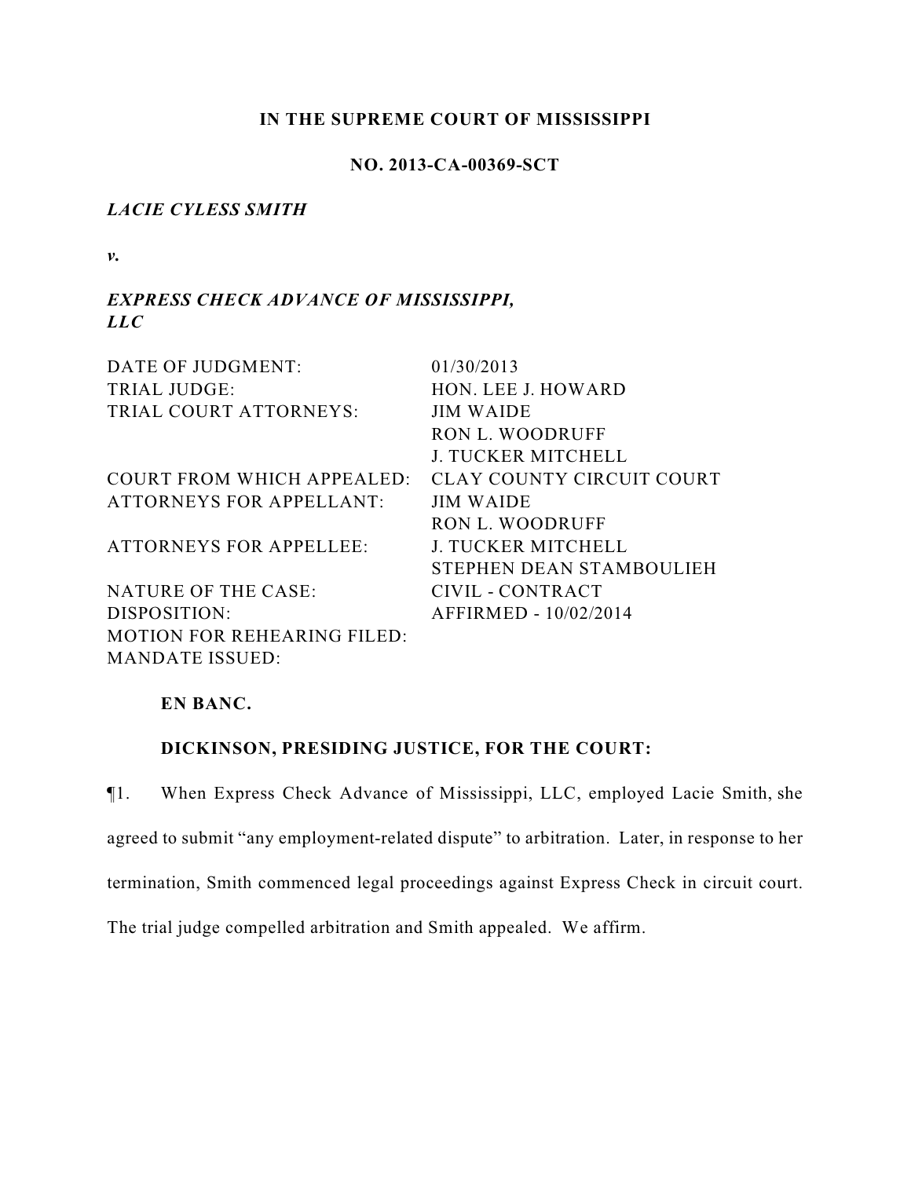**IN THE SUPREME COURT OF MISSISSIPPI**

**NO. 2013-CA-00369-SCT**

*LACIE CYLESS SMITH*

*v.*

*EXPRESS CHECK ADVANCE OF MISSISSIPPI, LLC*

| | |
|---|---|
| DATE OF JUDGMENT: | 01/30/2013 |
| TRIAL JUDGE: | HON. LEE J. HOWARD |
| TRIAL COURT ATTORNEYS: | JIM WAIDE<br>RON L. WOODRUFF<br>J. TUCKER MITCHELL |
| COURT FROM WHICH APPEALED: | CLAY COUNTY CIRCUIT COURT |
| ATTORNEYS FOR APPELLANT: | JIM WAIDE<br>RON L. WOODRUFF |
| ATTORNEYS FOR APPELLEE: | J. TUCKER MITCHELL<br>STEPHEN DEAN STAMBOULIEH |
| NATURE OF THE CASE: | CIVIL - CONTRACT |
| DISPOSITION: | AFFIRMED - 10/02/2014 |
| MOTION FOR REHEARING FILED: | |
| MANDATE ISSUED: | |

**EN BANC.**

**DICKINSON, PRESIDING JUSTICE, FOR THE COURT:**

¶1. When Express Check Advance of Mississippi, LLC, employed Lacie Smith, she agreed to submit "any employment-related dispute" to arbitration. Later, in response to her termination, Smith commenced legal proceedings against Express Check in circuit court. The trial judge compelled arbitration and Smith appealed. We affirm.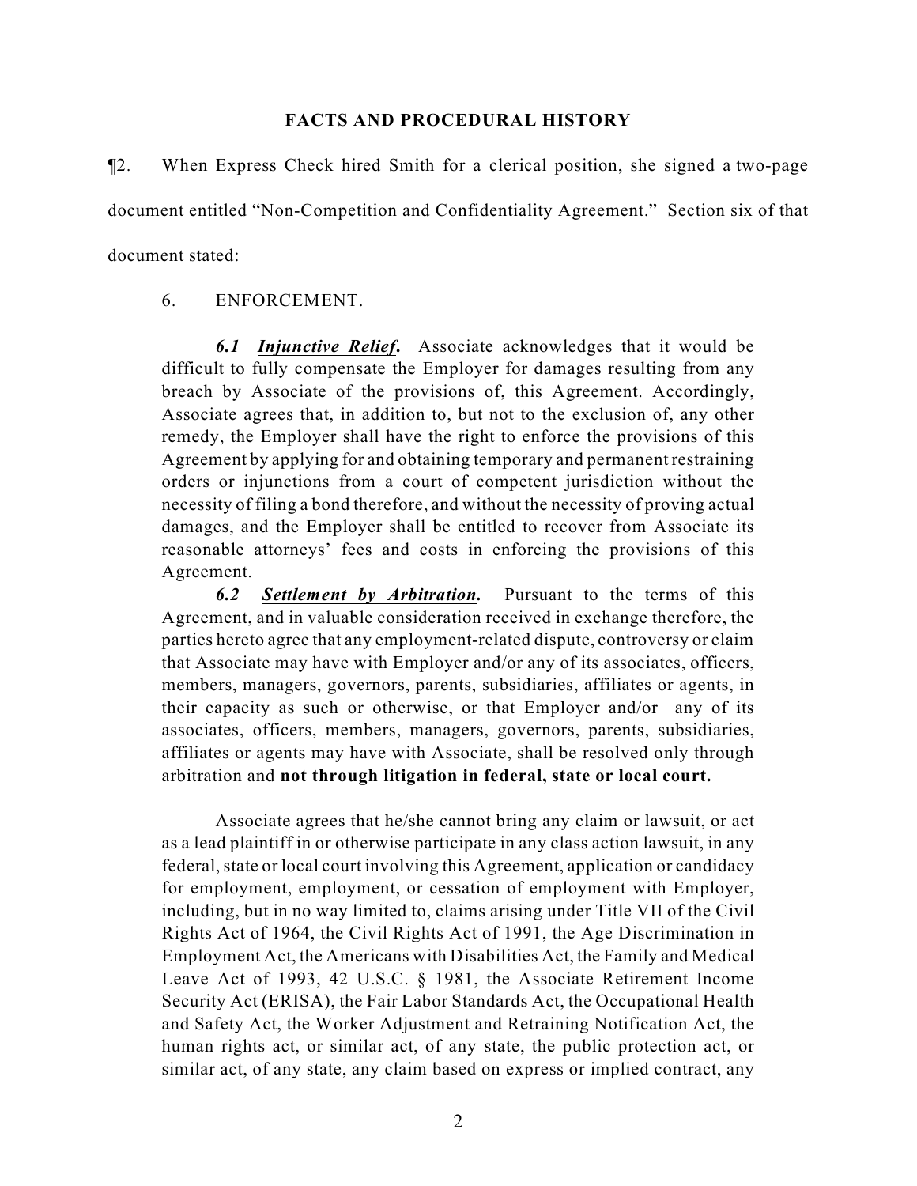## FACTS AND PROCEDURAL HISTORY

¶2. When Express Check hired Smith for a clerical position, she signed a two-page document entitled "Non-Competition and Confidentiality Agreement." Section six of that document stated:

> 6. ENFORCEMENT.
>
> ***6.1 Injunctive Relief.*** Associate acknowledges that it would be difficult to fully compensate the Employer for damages resulting from any breach by Associate of the provisions of, this Agreement. Accordingly, Associate agrees that, in addition to, but not to the exclusion of, any other remedy, the Employer shall have the right to enforce the provisions of this Agreement by applying for and obtaining temporary and permanent restraining orders or injunctions from a court of competent jurisdiction without the necessity of filing a bond therefore, and without the necessity of proving actual damages, and the Employer shall be entitled to recover from Associate its reasonable attorneys' fees and costs in enforcing the provisions of this Agreement.
>
> ***6.2 Settlement by Arbitration.*** Pursuant to the terms of this Agreement, and in valuable consideration received in exchange therefore, the parties hereto agree that any employment-related dispute, controversy or claim that Associate may have with Employer and/or any of its associates, officers, members, managers, governors, parents, subsidiaries, affiliates or agents, in their capacity as such or otherwise, or that Employer and/or any of its associates, officers, members, managers, governors, parents, subsidiaries, affiliates or agents may have with Associate, shall be resolved only through arbitration and **not through litigation in federal, state or local court.**
>
> Associate agrees that he/she cannot bring any claim or lawsuit, or act as a lead plaintiff in or otherwise participate in any class action lawsuit, in any federal, state or local court involving this Agreement, application or candidacy for employment, employment, or cessation of employment with Employer, including, but in no way limited to, claims arising under Title VII of the Civil Rights Act of 1964, the Civil Rights Act of 1991, the Age Discrimination in Employment Act, the Americans with Disabilities Act, the Family and Medical Leave Act of 1993, 42 U.S.C. § 1981, the Associate Retirement Income Security Act (ERISA), the Fair Labor Standards Act, the Occupational Health and Safety Act, the Worker Adjustment and Retraining Notification Act, the human rights act, or similar act, of any state, the public protection act, or similar act, of any state, any claim based on express or implied contract, any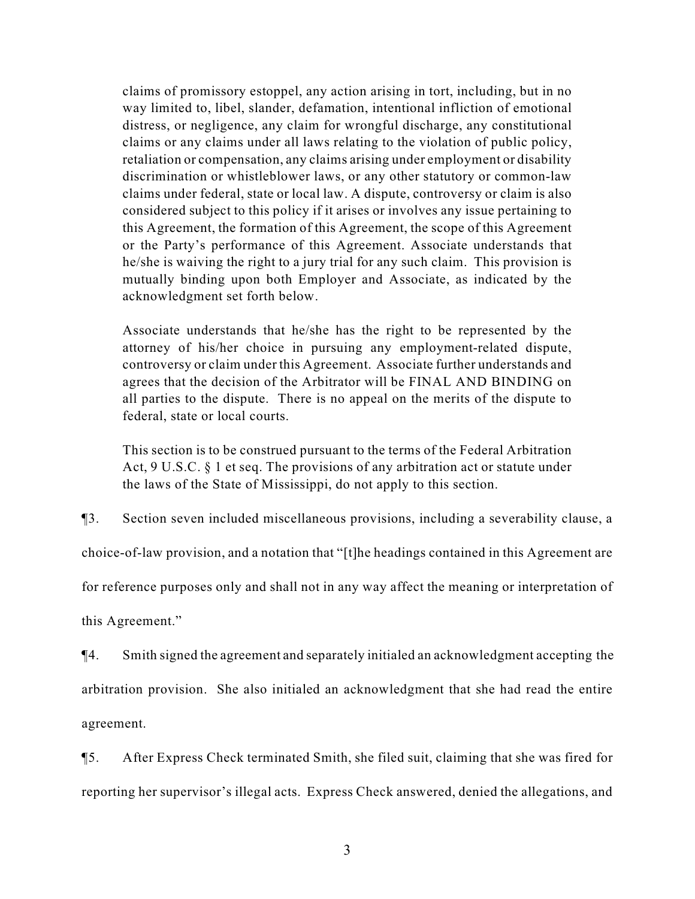> claims of promissory estoppel, any action arising in tort, including, but in no way limited to, libel, slander, defamation, intentional infliction of emotional distress, or negligence, any claim for wrongful discharge, any constitutional claims or any claims under all laws relating to the violation of public policy, retaliation or compensation, any claims arising under employment or disability discrimination or whistleblower laws, or any other statutory or common-law claims under federal, state or local law. A dispute, controversy or claim is also considered subject to this policy if it arises or involves any issue pertaining to this Agreement, the formation of this Agreement, the scope of this Agreement or the Party's performance of this Agreement. Associate understands that he/she is waiving the right to a jury trial for any such claim. This provision is mutually binding upon both Employer and Associate, as indicated by the acknowledgment set forth below.
>
> Associate understands that he/she has the right to be represented by the attorney of his/her choice in pursuing any employment-related dispute, controversy or claim under this Agreement. Associate further understands and agrees that the decision of the Arbitrator will be FINAL AND BINDING on all parties to the dispute. There is no appeal on the merits of the dispute to federal, state or local courts.
>
> This section is to be construed pursuant to the terms of the Federal Arbitration Act, 9 U.S.C. § 1 et seq. The provisions of any arbitration act or statute under the laws of the State of Mississippi, do not apply to this section.

¶3. Section seven included miscellaneous provisions, including a severability clause, a choice-of-law provision, and a notation that "[t]he headings contained in this Agreement are for reference purposes only and shall not in any way affect the meaning or interpretation of this Agreement."

¶4. Smith signed the agreement and separately initialed an acknowledgment accepting the arbitration provision. She also initialed an acknowledgment that she had read the entire agreement.

¶5. After Express Check terminated Smith, she filed suit, claiming that she was fired for reporting her supervisor's illegal acts. Express Check answered, denied the allegations, and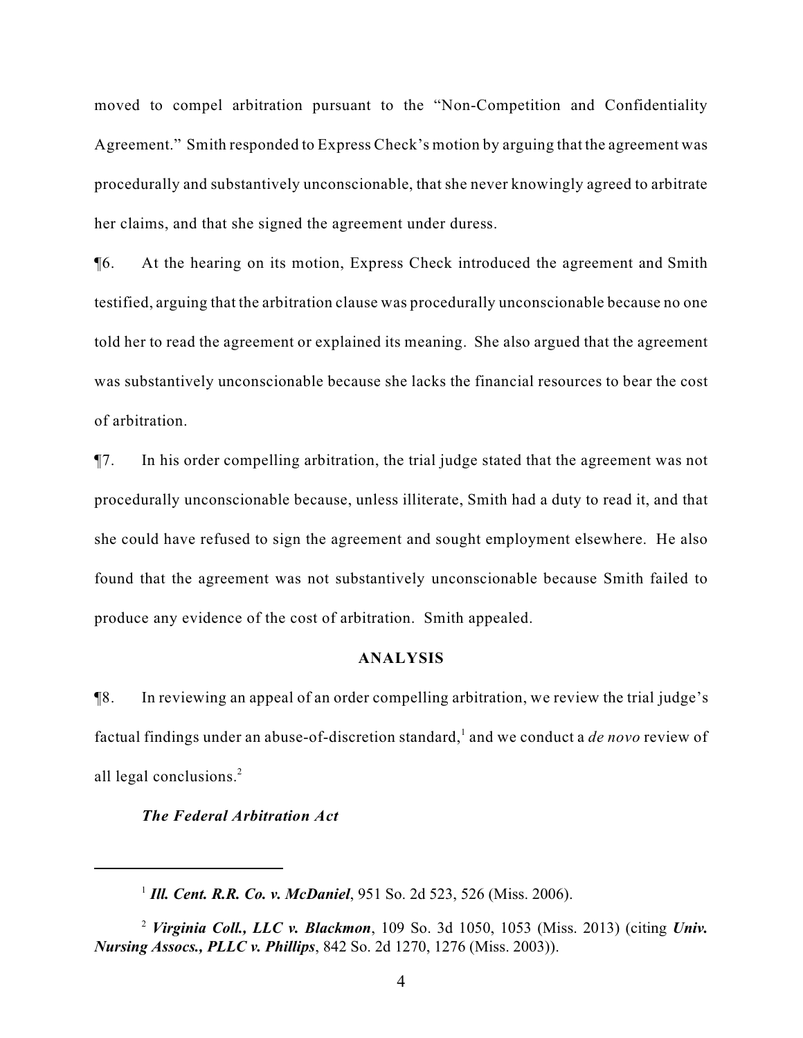moved to compel arbitration pursuant to the "Non-Competition and Confidentiality Agreement." Smith responded to Express Check's motion by arguing that the agreement was procedurally and substantively unconscionable, that she never knowingly agreed to arbitrate her claims, and that she signed the agreement under duress.

¶6. At the hearing on its motion, Express Check introduced the agreement and Smith testified, arguing that the arbitration clause was procedurally unconscionable because no one told her to read the agreement or explained its meaning. She also argued that the agreement was substantively unconscionable because she lacks the financial resources to bear the cost of arbitration.

¶7. In his order compelling arbitration, the trial judge stated that the agreement was not procedurally unconscionable because, unless illiterate, Smith had a duty to read it, and that she could have refused to sign the agreement and sought employment elsewhere. He also found that the agreement was not substantively unconscionable because Smith failed to produce any evidence of the cost of arbitration. Smith appealed.

## ANALYSIS

¶8. In reviewing an appeal of an order compelling arbitration, we review the trial judge's factual findings under an abuse-of-discretion standard,[1] and we conduct a *de novo* review of all legal conclusions.[2]

### *The Federal Arbitration Act*

---

[1] ***Ill. Cent. R.R. Co. v. McDaniel***, 951 So. 2d 523, 526 (Miss. 2006).

[2] ***Virginia Coll., LLC v. Blackmon***, 109 So. 3d 1050, 1053 (Miss. 2013) (citing ***Univ. Nursing Assocs., PLLC v. Phillips***, 842 So. 2d 1270, 1276 (Miss. 2003)).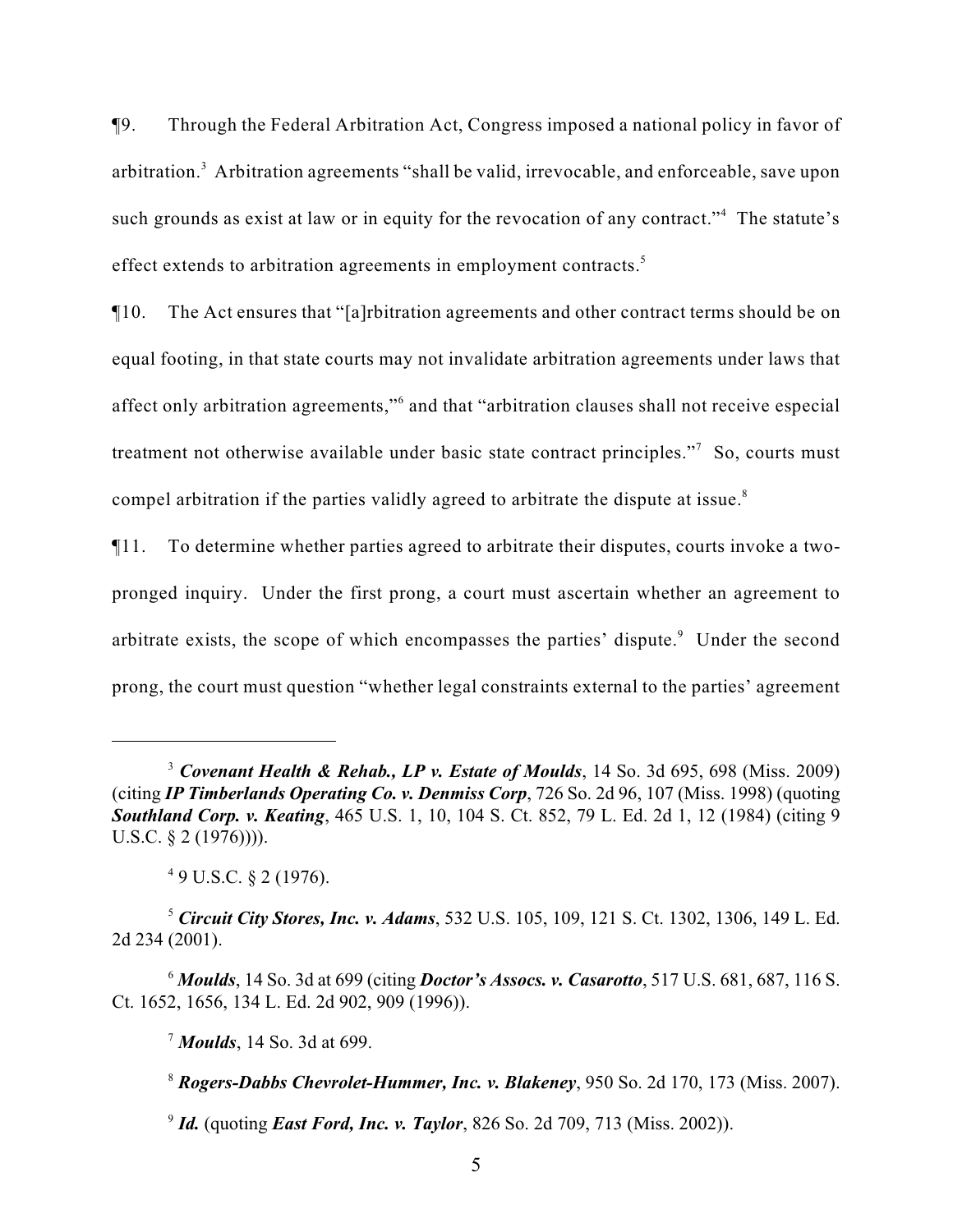¶9. Through the Federal Arbitration Act, Congress imposed a national policy in favor of arbitration.[3] Arbitration agreements "shall be valid, irrevocable, and enforceable, save upon such grounds as exist at law or in equity for the revocation of any contract."[4] The statute's effect extends to arbitration agreements in employment contracts.[5]

¶10. The Act ensures that "[a]rbitration agreements and other contract terms should be on equal footing, in that state courts may not invalidate arbitration agreements under laws that affect only arbitration agreements,"[6] and that "arbitration clauses shall not receive especial treatment not otherwise available under basic state contract principles."[7] So, courts must compel arbitration if the parties validly agreed to arbitrate the dispute at issue.[8]

¶11. To determine whether parties agreed to arbitrate their disputes, courts invoke a two-pronged inquiry. Under the first prong, a court must ascertain whether an agreement to arbitrate exists, the scope of which encompasses the parties' dispute.[9] Under the second prong, the court must question "whether legal constraints external to the parties' agreement

---

[3] ***Covenant Health & Rehab., LP v. Estate of Moulds***, 14 So. 3d 695, 698 (Miss. 2009) (citing ***IP Timberlands Operating Co. v. Denmiss Corp***, 726 So. 2d 96, 107 (Miss. 1998) (quoting ***Southland Corp. v. Keating***, 465 U.S. 1, 10, 104 S. Ct. 852, 79 L. Ed. 2d 1, 12 (1984) (citing 9 U.S.C. § 2 (1976)))).

[4] 9 U.S.C. § 2 (1976).

[5] ***Circuit City Stores, Inc. v. Adams***, 532 U.S. 105, 109, 121 S. Ct. 1302, 1306, 149 L. Ed. 2d 234 (2001).

[6] ***Moulds***, 14 So. 3d at 699 (citing ***Doctor's Assocs. v. Casarotto***, 517 U.S. 681, 687, 116 S. Ct. 1652, 1656, 134 L. Ed. 2d 902, 909 (1996)).

[7] ***Moulds***, 14 So. 3d at 699.

[8] ***Rogers-Dabbs Chevrolet-Hummer, Inc. v. Blakeney***, 950 So. 2d 170, 173 (Miss. 2007).

[9] ***Id.*** (quoting ***East Ford, Inc. v. Taylor***, 826 So. 2d 709, 713 (Miss. 2002)).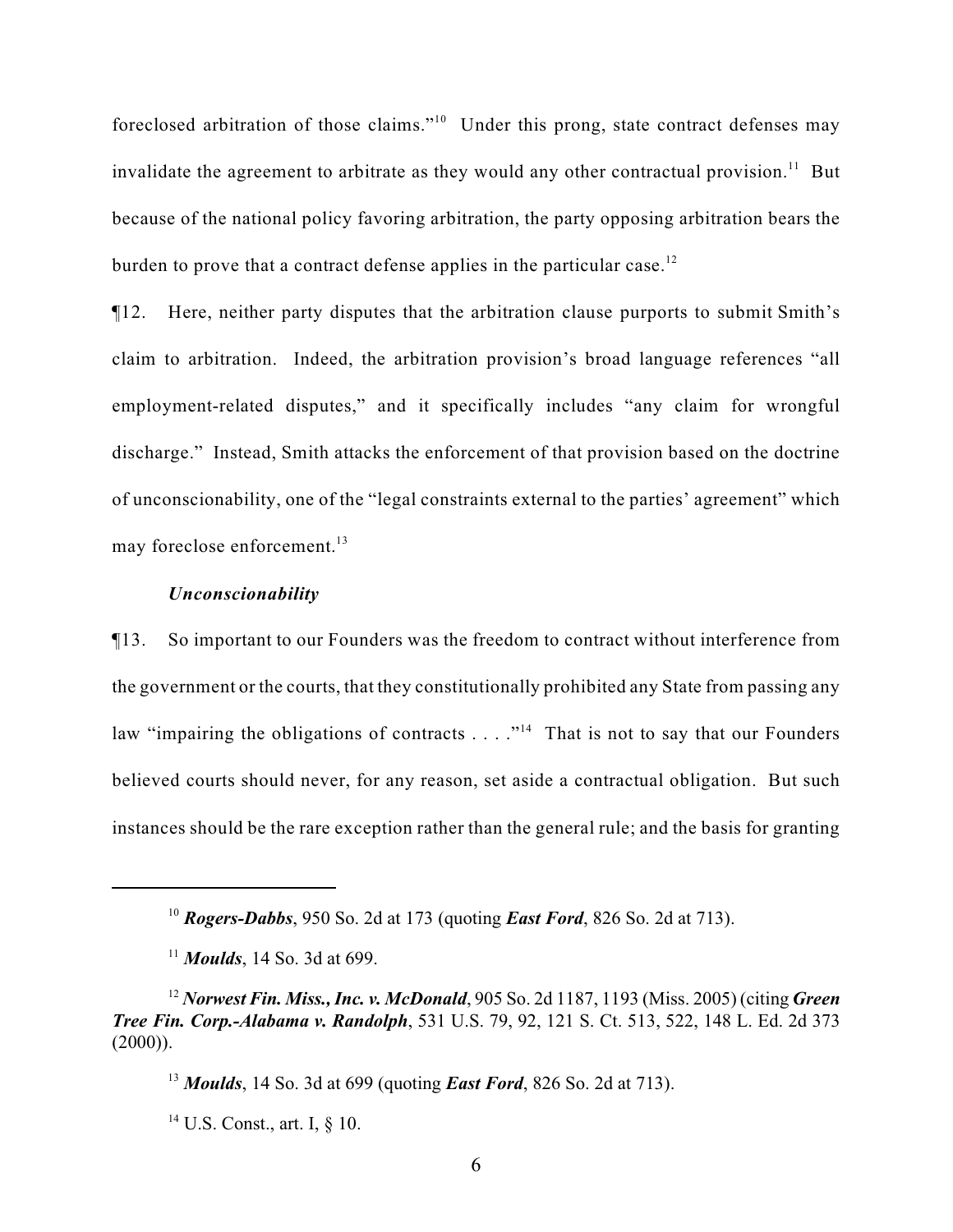foreclosed arbitration of those claims."[10] Under this prong, state contract defenses may invalidate the agreement to arbitrate as they would any other contractual provision.[11] But because of the national policy favoring arbitration, the party opposing arbitration bears the burden to prove that a contract defense applies in the particular case.[12]

¶12. Here, neither party disputes that the arbitration clause purports to submit Smith's claim to arbitration. Indeed, the arbitration provision's broad language references "all employment-related disputes," and it specifically includes "any claim for wrongful discharge." Instead, Smith attacks the enforcement of that provision based on the doctrine of unconscionability, one of the "legal constraints external to the parties' agreement" which may foreclose enforcement.[13]

### *Unconscionability*

¶13. So important to our Founders was the freedom to contract without interference from the government or the courts, that they constitutionally prohibited any State from passing any law "impairing the obligations of contracts . . . ."[14] That is not to say that our Founders believed courts should never, for any reason, set aside a contractual obligation. But such instances should be the rare exception rather than the general rule; and the basis for granting

---

[10] ***Rogers-Dabbs***, 950 So. 2d at 173 (quoting ***East Ford***, 826 So. 2d at 713).

[11] ***Moulds***, 14 So. 3d at 699.

[12] ***Norwest Fin. Miss., Inc. v. McDonald***, 905 So. 2d 1187, 1193 (Miss. 2005) (citing ***Green Tree Fin. Corp.-Alabama v. Randolph***, 531 U.S. 79, 92, 121 S. Ct. 513, 522, 148 L. Ed. 2d 373 (2000)).

[13] ***Moulds***, 14 So. 3d at 699 (quoting ***East Ford***, 826 So. 2d at 713).

[14] U.S. Const., art. I, § 10.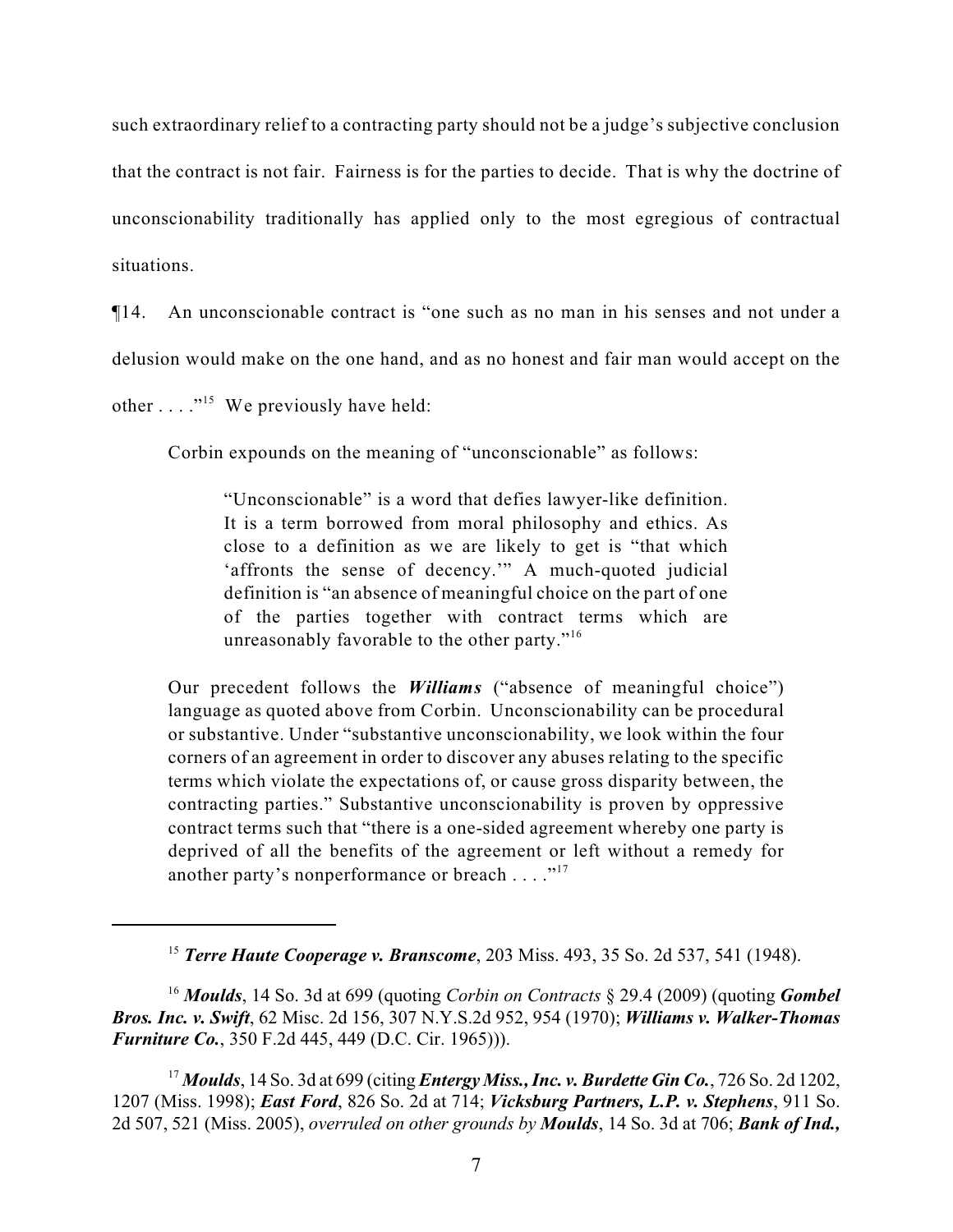such extraordinary relief to a contracting party should not be a judge's subjective conclusion that the contract is not fair. Fairness is for the parties to decide. That is why the doctrine of unconscionability traditionally has applied only to the most egregious of contractual situations.

¶14. An unconscionable contract is "one such as no man in his senses and not under a delusion would make on the one hand, and as no honest and fair man would accept on the other . . . ."[15] We previously have held:

> Corbin expounds on the meaning of "unconscionable" as follows:
>
> > "Unconscionable" is a word that defies lawyer-like definition. It is a term borrowed from moral philosophy and ethics. As close to a definition as we are likely to get is "that which 'affronts the sense of decency.'" A much-quoted judicial definition is "an absence of meaningful choice on the part of one of the parties together with contract terms which are unreasonably favorable to the other party."[16]
>
> Our precedent follows the ***Williams*** ("absence of meaningful choice") language as quoted above from Corbin. Unconscionability can be procedural or substantive. Under "substantive unconscionability, we look within the four corners of an agreement in order to discover any abuses relating to the specific terms which violate the expectations of, or cause gross disparity between, the contracting parties." Substantive unconscionability is proven by oppressive contract terms such that "there is a one-sided agreement whereby one party is deprived of all the benefits of the agreement or left without a remedy for another party's nonperformance or breach . . . ."[17]

---

[15] ***Terre Haute Cooperage v. Branscome***, 203 Miss. 493, 35 So. 2d 537, 541 (1948).

[16] ***Moulds***, 14 So. 3d at 699 (quoting *Corbin on Contracts* § 29.4 (2009) (quoting ***Gombel Bros. Inc. v. Swift***, 62 Misc. 2d 156, 307 N.Y.S.2d 952, 954 (1970); ***Williams v. Walker-Thomas Furniture Co.***, 350 F.2d 445, 449 (D.C. Cir. 1965))).

[17] ***Moulds***, 14 So. 3d at 699 (citing ***Entergy Miss., Inc. v. Burdette Gin Co.***, 726 So. 2d 1202, 1207 (Miss. 1998); ***East Ford***, 826 So. 2d at 714; ***Vicksburg Partners, L.P. v. Stephens***, 911 So. 2d 507, 521 (Miss. 2005), *overruled on other grounds by* ***Moulds***, 14 So. 3d at 706; ***Bank of Ind.,***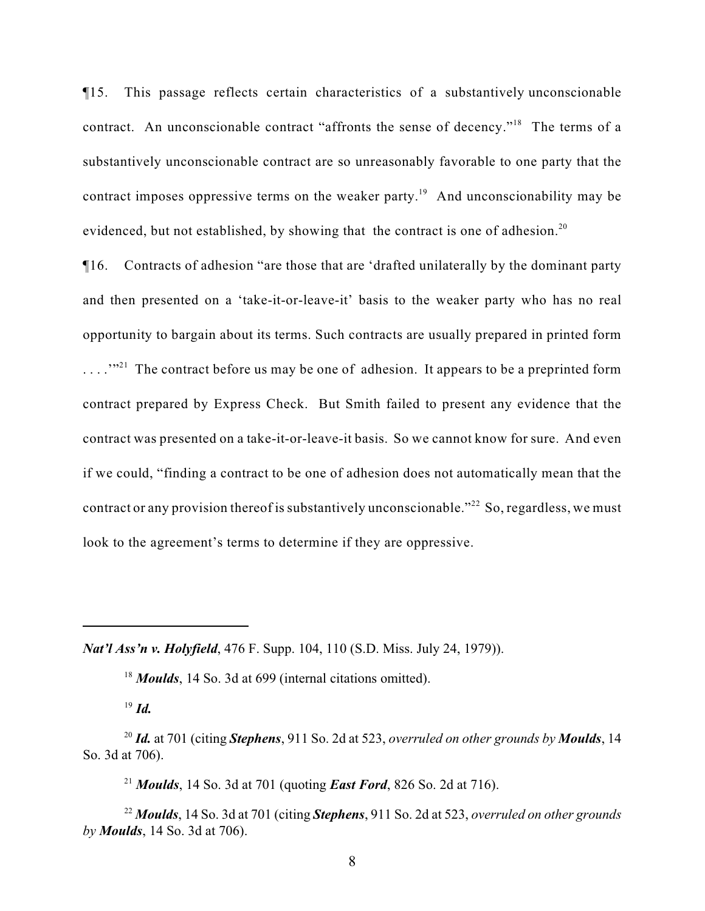¶15. This passage reflects certain characteristics of a substantively unconscionable contract. An unconscionable contract "affronts the sense of decency."[18] The terms of a substantively unconscionable contract are so unreasonably favorable to one party that the contract imposes oppressive terms on the weaker party.[19] And unconscionability may be evidenced, but not established, by showing that the contract is one of adhesion.[20]

¶16. Contracts of adhesion "are those that are 'drafted unilaterally by the dominant party and then presented on a 'take-it-or-leave-it' basis to the weaker party who has no real opportunity to bargain about its terms. Such contracts are usually prepared in printed form . . . .'"[21] The contract before us may be one of adhesion. It appears to be a preprinted form contract prepared by Express Check. But Smith failed to present any evidence that the contract was presented on a take-it-or-leave-it basis. So we cannot know for sure. And even if we could, "finding a contract to be one of adhesion does not automatically mean that the contract or any provision thereof is substantively unconscionable."[22] So, regardless, we must look to the agreement's terms to determine if they are oppressive.

---

***Nat'l Ass'n v. Holyfield***, 476 F. Supp. 104, 110 (S.D. Miss. July 24, 1979)).

[18] ***Moulds***, 14 So. 3d at 699 (internal citations omitted).

[19] ***Id.***

[20] ***Id.*** at 701 (citing ***Stephens***, 911 So. 2d at 523, *overruled on other grounds by **Moulds***, 14 So. 3d at 706).

[21] ***Moulds***, 14 So. 3d at 701 (quoting ***East Ford***, 826 So. 2d at 716).

[22] ***Moulds***, 14 So. 3d at 701 (citing ***Stephens***, 911 So. 2d at 523, *overruled on other grounds by **Moulds***, 14 So. 3d at 706).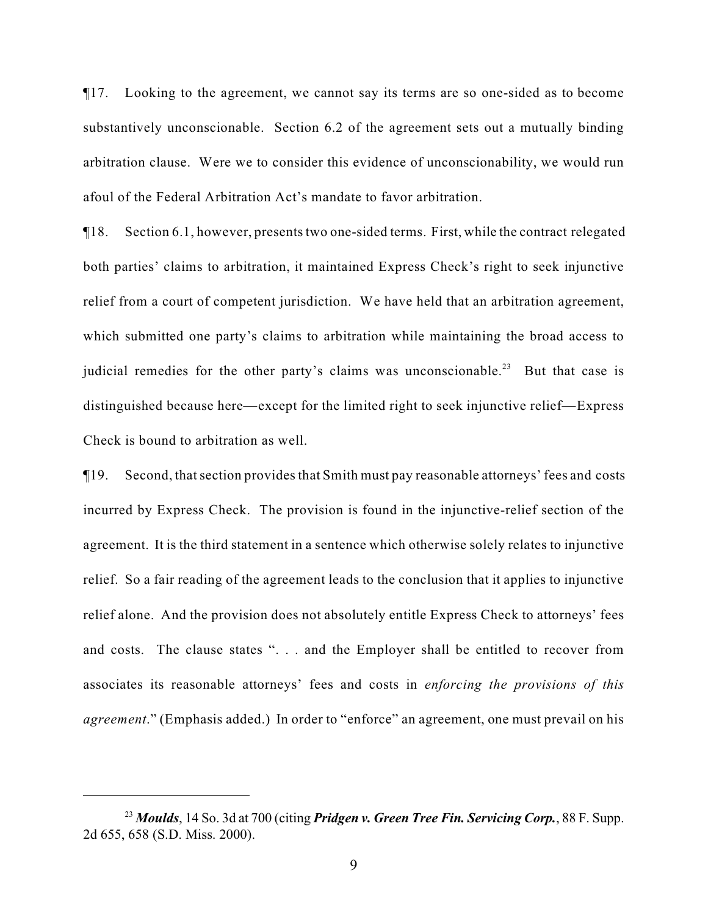¶17. Looking to the agreement, we cannot say its terms are so one-sided as to become substantively unconscionable. Section 6.2 of the agreement sets out a mutually binding arbitration clause. Were we to consider this evidence of unconscionability, we would run afoul of the Federal Arbitration Act's mandate to favor arbitration.

¶18. Section 6.1, however, presents two one-sided terms. First, while the contract relegated both parties' claims to arbitration, it maintained Express Check's right to seek injunctive relief from a court of competent jurisdiction. We have held that an arbitration agreement, which submitted one party's claims to arbitration while maintaining the broad access to judicial remedies for the other party's claims was unconscionable.[23] But that case is distinguished because here—except for the limited right to seek injunctive relief—Express Check is bound to arbitration as well.

¶19. Second, that section provides that Smith must pay reasonable attorneys' fees and costs incurred by Express Check. The provision is found in the injunctive-relief section of the agreement. It is the third statement in a sentence which otherwise solely relates to injunctive relief. So a fair reading of the agreement leads to the conclusion that it applies to injunctive relief alone. And the provision does not absolutely entitle Express Check to attorneys' fees and costs. The clause states ". . . and the Employer shall be entitled to recover from associates its reasonable attorneys' fees and costs in *enforcing the provisions of this agreement*." (Emphasis added.) In order to "enforce" an agreement, one must prevail on his

---

[23] ***Moulds***, 14 So. 3d at 700 (citing ***Pridgen v. Green Tree Fin. Servicing Corp.***, 88 F. Supp. 2d 655, 658 (S.D. Miss. 2000).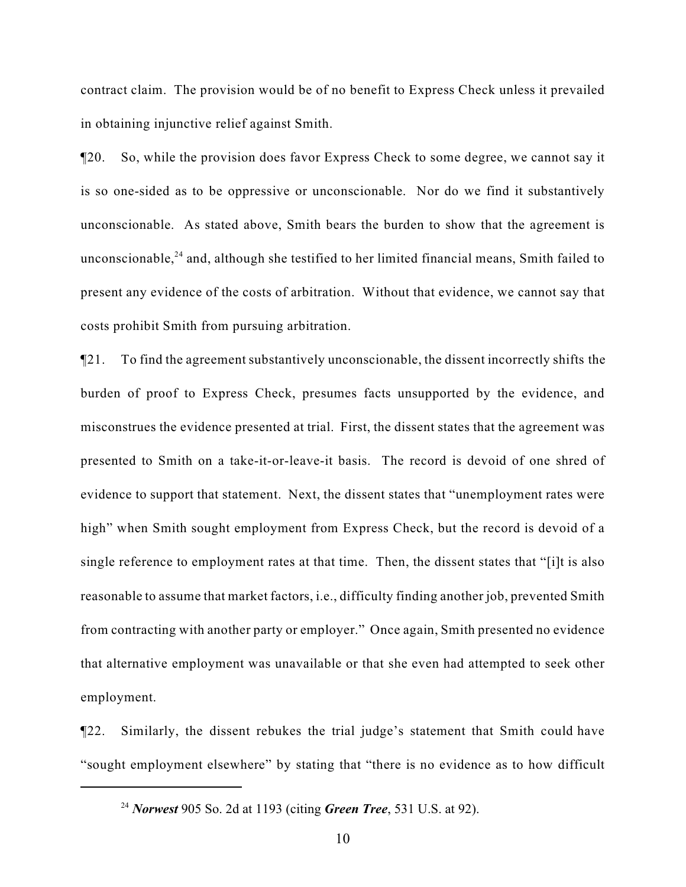contract claim. The provision would be of no benefit to Express Check unless it prevailed in obtaining injunctive relief against Smith.

¶20. So, while the provision does favor Express Check to some degree, we cannot say it is so one-sided as to be oppressive or unconscionable. Nor do we find it substantively unconscionable. As stated above, Smith bears the burden to show that the agreement is unconscionable,[24] and, although she testified to her limited financial means, Smith failed to present any evidence of the costs of arbitration. Without that evidence, we cannot say that costs prohibit Smith from pursuing arbitration.

¶21. To find the agreement substantively unconscionable, the dissent incorrectly shifts the burden of proof to Express Check, presumes facts unsupported by the evidence, and misconstrues the evidence presented at trial. First, the dissent states that the agreement was presented to Smith on a take-it-or-leave-it basis. The record is devoid of one shred of evidence to support that statement. Next, the dissent states that "unemployment rates were high" when Smith sought employment from Express Check, but the record is devoid of a single reference to employment rates at that time. Then, the dissent states that "[i]t is also reasonable to assume that market factors, i.e., difficulty finding another job, prevented Smith from contracting with another party or employer." Once again, Smith presented no evidence that alternative employment was unavailable or that she even had attempted to seek other employment.

¶22. Similarly, the dissent rebukes the trial judge's statement that Smith could have "sought employment elsewhere" by stating that "there is no evidence as to how difficult

---

[24] ***Norwest*** 905 So. 2d at 1193 (citing ***Green Tree***, 531 U.S. at 92).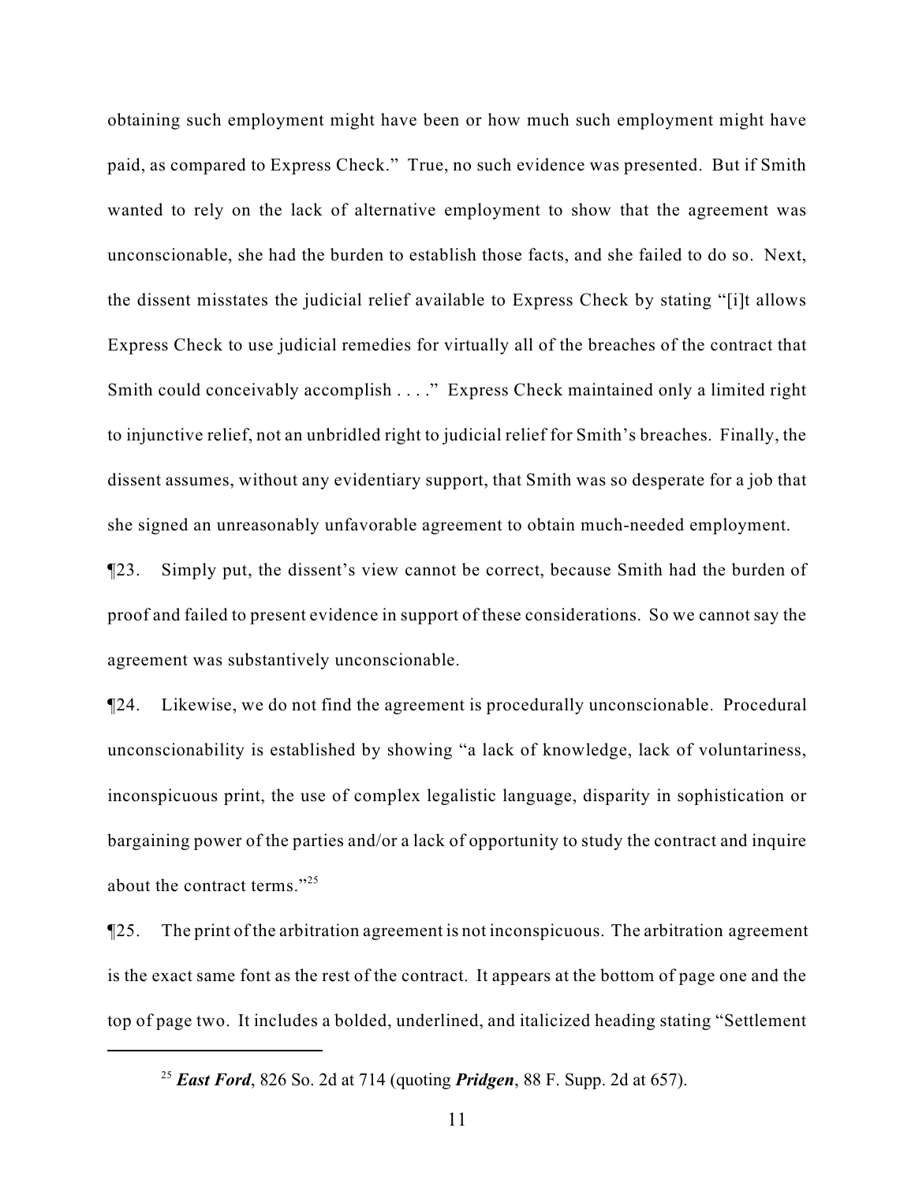obtaining such employment might have been or how much such employment might have paid, as compared to Express Check." True, no such evidence was presented. But if Smith wanted to rely on the lack of alternative employment to show that the agreement was unconscionable, she had the burden to establish those facts, and she failed to do so. Next, the dissent misstates the judicial relief available to Express Check by stating "[i]t allows Express Check to use judicial remedies for virtually all of the breaches of the contract that Smith could conceivably accomplish . . . ." Express Check maintained only a limited right to injunctive relief, not an unbridled right to judicial relief for Smith's breaches. Finally, the dissent assumes, without any evidentiary support, that Smith was so desperate for a job that she signed an unreasonably unfavorable agreement to obtain much-needed employment.

¶23. Simply put, the dissent's view cannot be correct, because Smith had the burden of proof and failed to present evidence in support of these considerations. So we cannot say the agreement was substantively unconscionable.

¶24. Likewise, we do not find the agreement is procedurally unconscionable. Procedural unconscionability is established by showing "a lack of knowledge, lack of voluntariness, inconspicuous print, the use of complex legalistic language, disparity in sophistication or bargaining power of the parties and/or a lack of opportunity to study the contract and inquire about the contract terms."[25]

¶25. The print of the arbitration agreement is not inconspicuous. The arbitration agreement is the exact same font as the rest of the contract. It appears at the bottom of page one and the top of page two. It includes a bolded, underlined, and italicized heading stating "Settlement

---

[25] ***East Ford***, 826 So. 2d at 714 (quoting ***Pridgen***, 88 F. Supp. 2d at 657).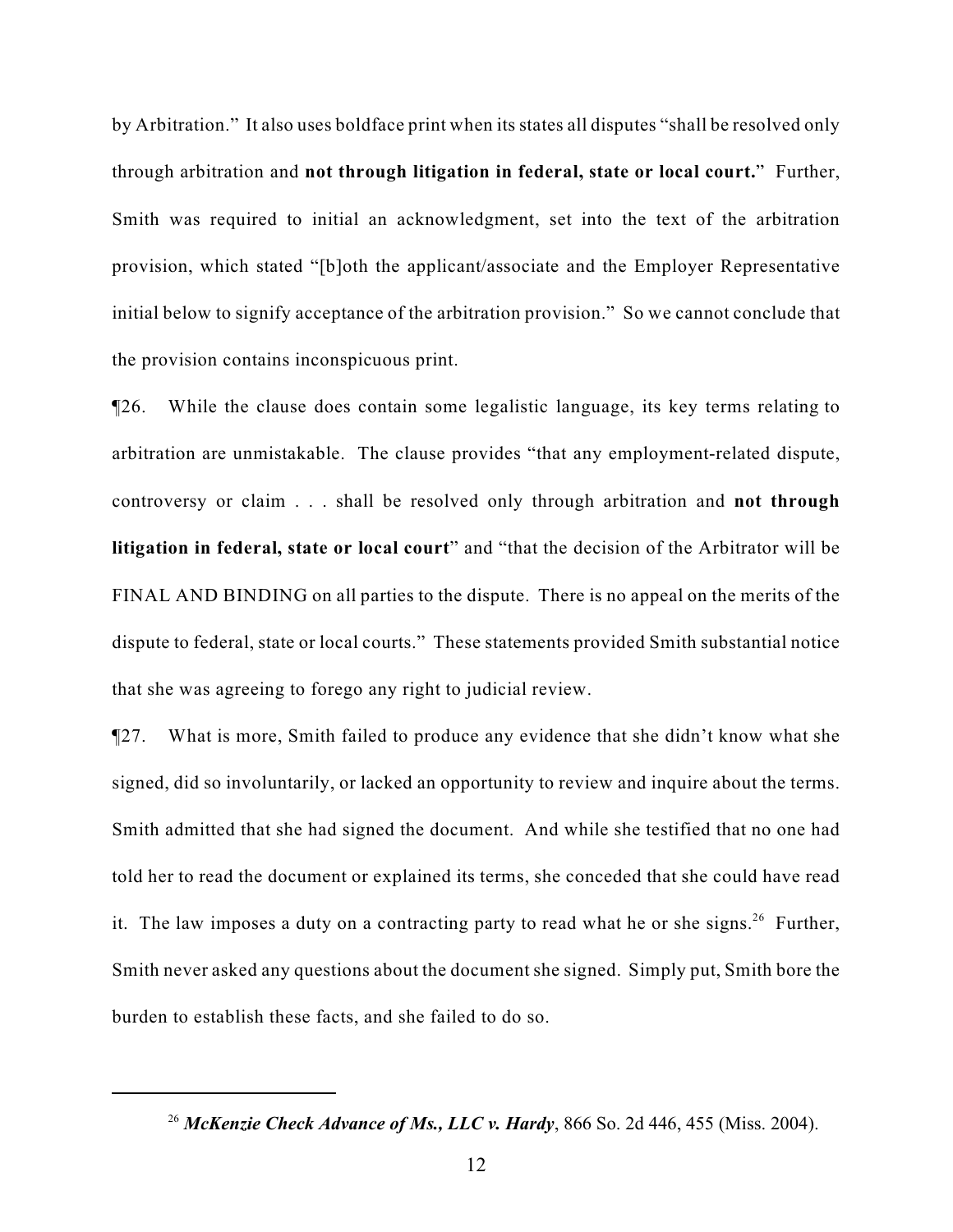by Arbitration." It also uses boldface print when its states all disputes "shall be resolved only through arbitration and **not through litigation in federal, state or local court.**" Further, Smith was required to initial an acknowledgment, set into the text of the arbitration provision, which stated "[b]oth the applicant/associate and the Employer Representative initial below to signify acceptance of the arbitration provision." So we cannot conclude that the provision contains inconspicuous print.

¶26. While the clause does contain some legalistic language, its key terms relating to arbitration are unmistakable. The clause provides "that any employment-related dispute, controversy or claim . . . shall be resolved only through arbitration and **not through litigation in federal, state or local court**" and "that the decision of the Arbitrator will be FINAL AND BINDING on all parties to the dispute. There is no appeal on the merits of the dispute to federal, state or local courts." These statements provided Smith substantial notice that she was agreeing to forego any right to judicial review.

¶27. What is more, Smith failed to produce any evidence that she didn't know what she signed, did so involuntarily, or lacked an opportunity to review and inquire about the terms. Smith admitted that she had signed the document. And while she testified that no one had told her to read the document or explained its terms, she conceded that she could have read it. The law imposes a duty on a contracting party to read what he or she signs.[26] Further, Smith never asked any questions about the document she signed. Simply put, Smith bore the burden to establish these facts, and she failed to do so.

---

[26] ***McKenzie Check Advance of Ms., LLC v. Hardy***, 866 So. 2d 446, 455 (Miss. 2004).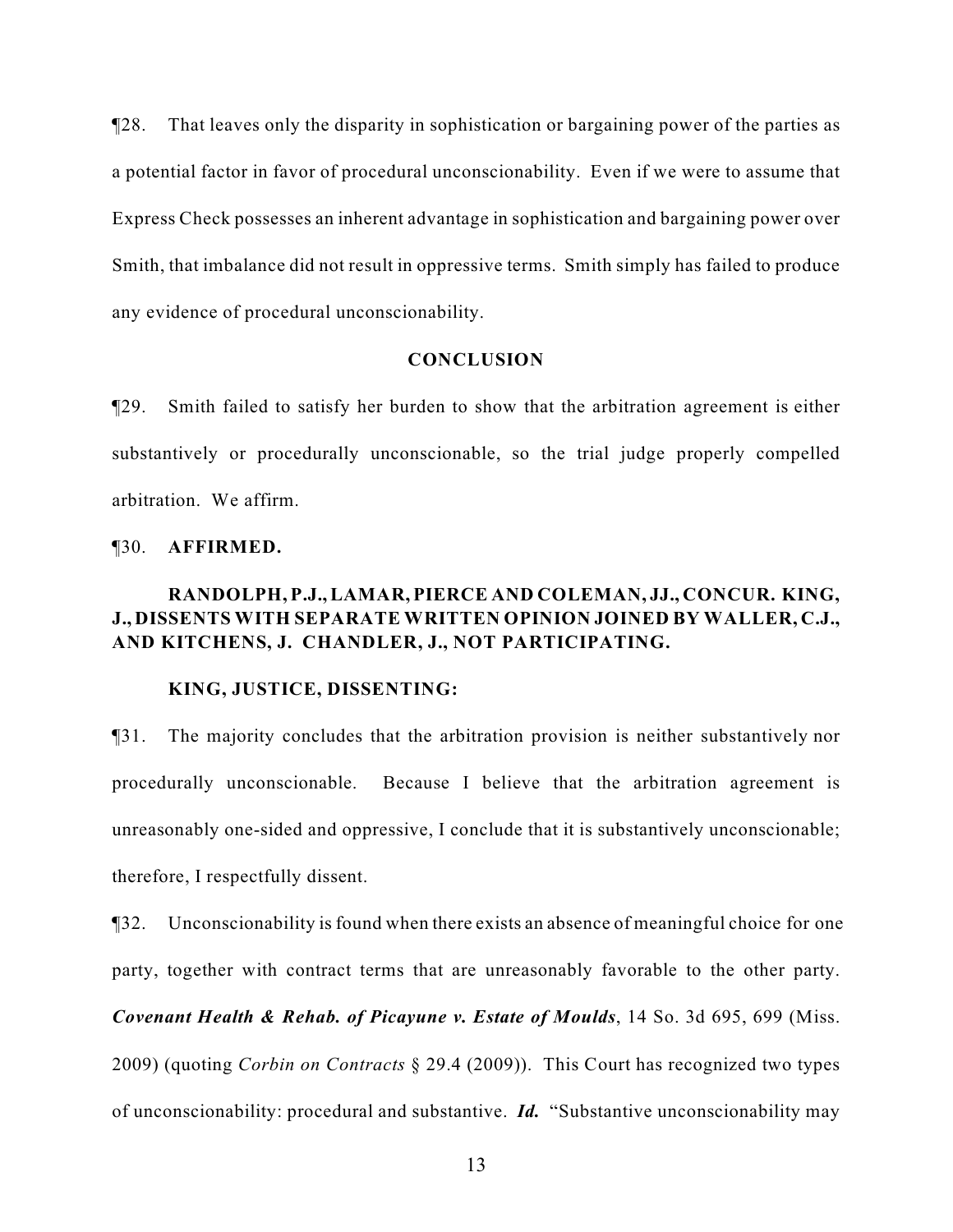¶28. That leaves only the disparity in sophistication or bargaining power of the parties as a potential factor in favor of procedural unconscionability. Even if we were to assume that Express Check possesses an inherent advantage in sophistication and bargaining power over Smith, that imbalance did not result in oppressive terms. Smith simply has failed to produce any evidence of procedural unconscionability.

**CONCLUSION**

¶29. Smith failed to satisfy her burden to show that the arbitration agreement is either substantively or procedurally unconscionable, so the trial judge properly compelled arbitration. We affirm.

¶30. **AFFIRMED.**

**RANDOLPH, P.J., LAMAR, PIERCE AND COLEMAN, JJ., CONCUR. KING, J., DISSENTS WITH SEPARATE WRITTEN OPINION JOINED BY WALLER, C.J., AND KITCHENS, J. CHANDLER, J., NOT PARTICIPATING.**

**KING, JUSTICE, DISSENTING:**

¶31. The majority concludes that the arbitration provision is neither substantively nor procedurally unconscionable. Because I believe that the arbitration agreement is unreasonably one-sided and oppressive, I conclude that it is substantively unconscionable; therefore, I respectfully dissent.

¶32. Unconscionability is found when there exists an absence of meaningful choice for one party, together with contract terms that are unreasonably favorable to the other party. ***Covenant Health & Rehab. of Picayune v. Estate of Moulds***, 14 So. 3d 695, 699 (Miss. 2009) (quoting *Corbin on Contracts* § 29.4 (2009)). This Court has recognized two types of unconscionability: procedural and substantive. ***Id.*** "Substantive unconscionability may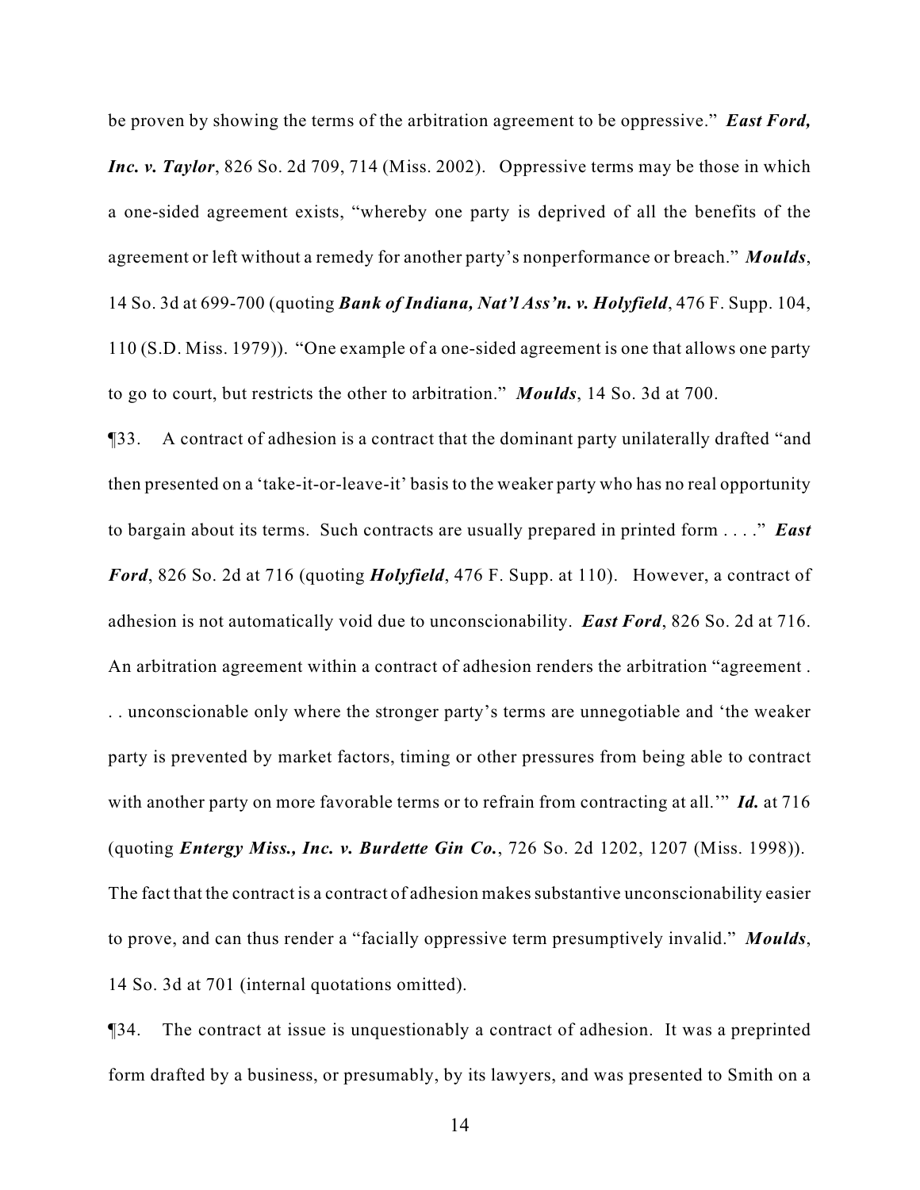be proven by showing the terms of the arbitration agreement to be oppressive." ***East Ford, Inc. v. Taylor***, 826 So. 2d 709, 714 (Miss. 2002). Oppressive terms may be those in which a one-sided agreement exists, "whereby one party is deprived of all the benefits of the agreement or left without a remedy for another party's nonperformance or breach." ***Moulds***, 14 So. 3d at 699-700 (quoting ***Bank of Indiana, Nat'l Ass'n. v. Holyfield***, 476 F. Supp. 104, 110 (S.D. Miss. 1979)). "One example of a one-sided agreement is one that allows one party to go to court, but restricts the other to arbitration." ***Moulds***, 14 So. 3d at 700.

¶33. A contract of adhesion is a contract that the dominant party unilaterally drafted "and then presented on a 'take-it-or-leave-it' basis to the weaker party who has no real opportunity to bargain about its terms. Such contracts are usually prepared in printed form . . . ." ***East Ford***, 826 So. 2d at 716 (quoting ***Holyfield***, 476 F. Supp. at 110). However, a contract of adhesion is not automatically void due to unconscionability. ***East Ford***, 826 So. 2d at 716. An arbitration agreement within a contract of adhesion renders the arbitration "agreement . . . unconscionable only where the stronger party's terms are unnegotiable and 'the weaker party is prevented by market factors, timing or other pressures from being able to contract with another party on more favorable terms or to refrain from contracting at all.'" ***Id.*** at 716 (quoting ***Entergy Miss., Inc. v. Burdette Gin Co.***, 726 So. 2d 1202, 1207 (Miss. 1998)). The fact that the contract is a contract of adhesion makes substantive unconscionability easier to prove, and can thus render a "facially oppressive term presumptively invalid." ***Moulds***, 14 So. 3d at 701 (internal quotations omitted).

¶34. The contract at issue is unquestionably a contract of adhesion. It was a preprinted form drafted by a business, or presumably, by its lawyers, and was presented to Smith on a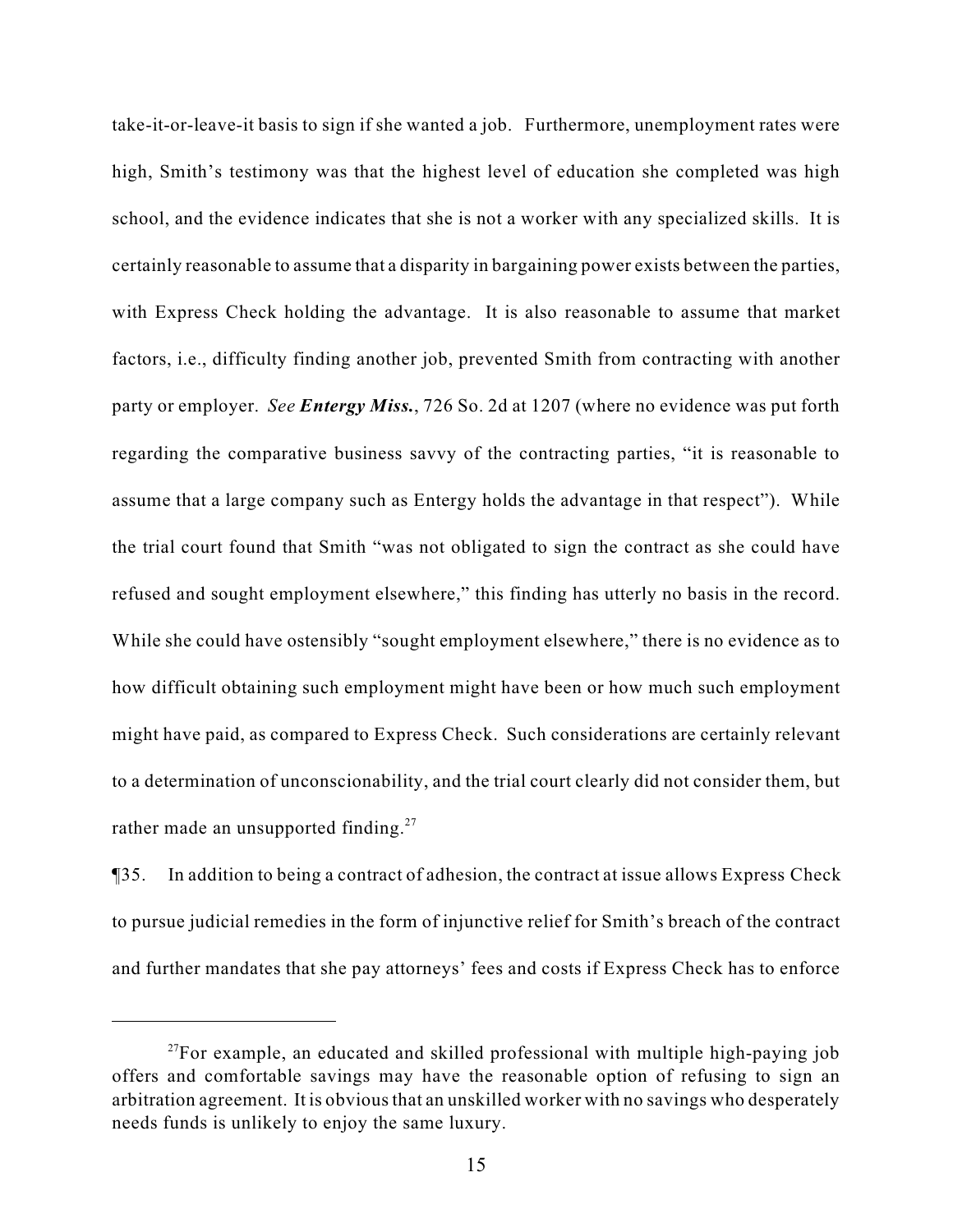take-it-or-leave-it basis to sign if she wanted a job. Furthermore, unemployment rates were high, Smith's testimony was that the highest level of education she completed was high school, and the evidence indicates that she is not a worker with any specialized skills. It is certainly reasonable to assume that a disparity in bargaining power exists between the parties, with Express Check holding the advantage. It is also reasonable to assume that market factors, i.e., difficulty finding another job, prevented Smith from contracting with another party or employer. *See* ***Entergy Miss.***, 726 So. 2d at 1207 (where no evidence was put forth regarding the comparative business savvy of the contracting parties, "it is reasonable to assume that a large company such as Entergy holds the advantage in that respect"). While the trial court found that Smith "was not obligated to sign the contract as she could have refused and sought employment elsewhere," this finding has utterly no basis in the record. While she could have ostensibly "sought employment elsewhere," there is no evidence as to how difficult obtaining such employment might have been or how much such employment might have paid, as compared to Express Check. Such considerations are certainly relevant to a determination of unconscionability, and the trial court clearly did not consider them, but rather made an unsupported finding.[27]

¶35. In addition to being a contract of adhesion, the contract at issue allows Express Check to pursue judicial remedies in the form of injunctive relief for Smith's breach of the contract and further mandates that she pay attorneys' fees and costs if Express Check has to enforce

---

[27] For example, an educated and skilled professional with multiple high-paying job offers and comfortable savings may have the reasonable option of refusing to sign an arbitration agreement. It is obvious that an unskilled worker with no savings who desperately needs funds is unlikely to enjoy the same luxury.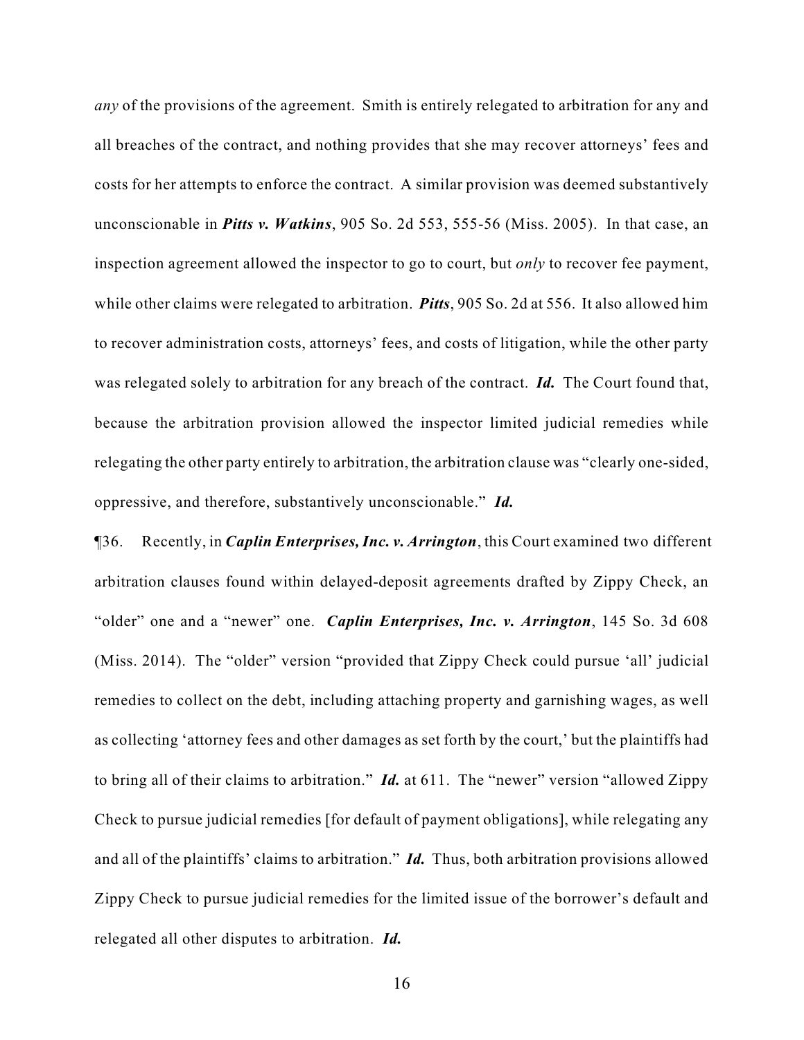*any* of the provisions of the agreement. Smith is entirely relegated to arbitration for any and all breaches of the contract, and nothing provides that she may recover attorneys' fees and costs for her attempts to enforce the contract. A similar provision was deemed substantively unconscionable in ***Pitts v. Watkins***, 905 So. 2d 553, 555-56 (Miss. 2005). In that case, an inspection agreement allowed the inspector to go to court, but *only* to recover fee payment, while other claims were relegated to arbitration. ***Pitts***, 905 So. 2d at 556. It also allowed him to recover administration costs, attorneys' fees, and costs of litigation, while the other party was relegated solely to arbitration for any breach of the contract. ***Id.*** The Court found that, because the arbitration provision allowed the inspector limited judicial remedies while relegating the other party entirely to arbitration, the arbitration clause was "clearly one-sided, oppressive, and therefore, substantively unconscionable." ***Id.***

¶36. Recently, in ***Caplin Enterprises, Inc. v. Arrington***, this Court examined two different arbitration clauses found within delayed-deposit agreements drafted by Zippy Check, an "older" one and a "newer" one. ***Caplin Enterprises, Inc. v. Arrington***, 145 So. 3d 608 (Miss. 2014). The "older" version "provided that Zippy Check could pursue 'all' judicial remedies to collect on the debt, including attaching property and garnishing wages, as well as collecting 'attorney fees and other damages as set forth by the court,' but the plaintiffs had to bring all of their claims to arbitration." ***Id.*** at 611. The "newer" version "allowed Zippy Check to pursue judicial remedies [for default of payment obligations], while relegating any and all of the plaintiffs' claims to arbitration." ***Id.*** Thus, both arbitration provisions allowed Zippy Check to pursue judicial remedies for the limited issue of the borrower's default and relegated all other disputes to arbitration. ***Id.***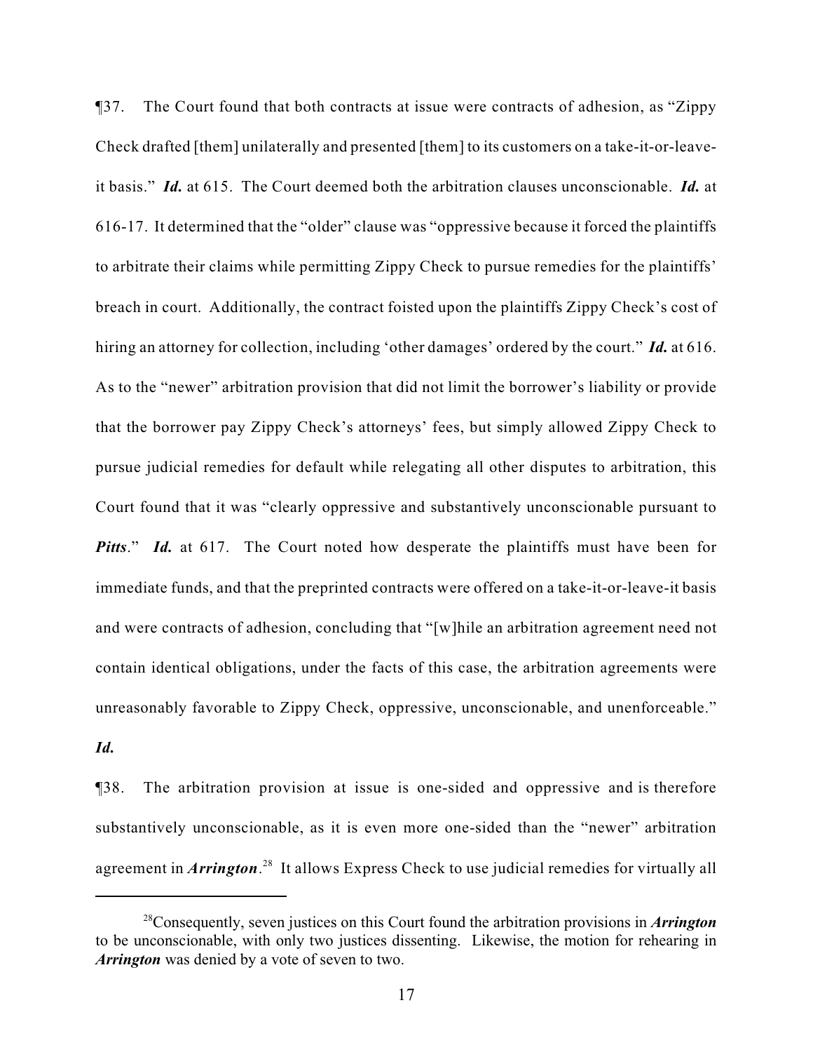¶37. The Court found that both contracts at issue were contracts of adhesion, as "Zippy Check drafted [them] unilaterally and presented [them] to its customers on a take-it-or-leave-it basis." ***Id.*** at 615. The Court deemed both the arbitration clauses unconscionable. ***Id.*** at 616-17. It determined that the "older" clause was "oppressive because it forced the plaintiffs to arbitrate their claims while permitting Zippy Check to pursue remedies for the plaintiffs' breach in court. Additionally, the contract foisted upon the plaintiffs Zippy Check's cost of hiring an attorney for collection, including 'other damages' ordered by the court." ***Id.*** at 616. As to the "newer" arbitration provision that did not limit the borrower's liability or provide that the borrower pay Zippy Check's attorneys' fees, but simply allowed Zippy Check to pursue judicial remedies for default while relegating all other disputes to arbitration, this Court found that it was "clearly oppressive and substantively unconscionable pursuant to ***Pitts***." ***Id.*** at 617. The Court noted how desperate the plaintiffs must have been for immediate funds, and that the preprinted contracts were offered on a take-it-or-leave-it basis and were contracts of adhesion, concluding that "[w]hile an arbitration agreement need not contain identical obligations, under the facts of this case, the arbitration agreements were unreasonably favorable to Zippy Check, oppressive, unconscionable, and unenforceable." ***Id.***

¶38. The arbitration provision at issue is one-sided and oppressive and is therefore substantively unconscionable, as it is even more one-sided than the "newer" arbitration agreement in ***Arrington***.[28] It allows Express Check to use judicial remedies for virtually all

---

[28] Consequently, seven justices on this Court found the arbitration provisions in ***Arrington*** to be unconscionable, with only two justices dissenting. Likewise, the motion for rehearing in ***Arrington*** was denied by a vote of seven to two.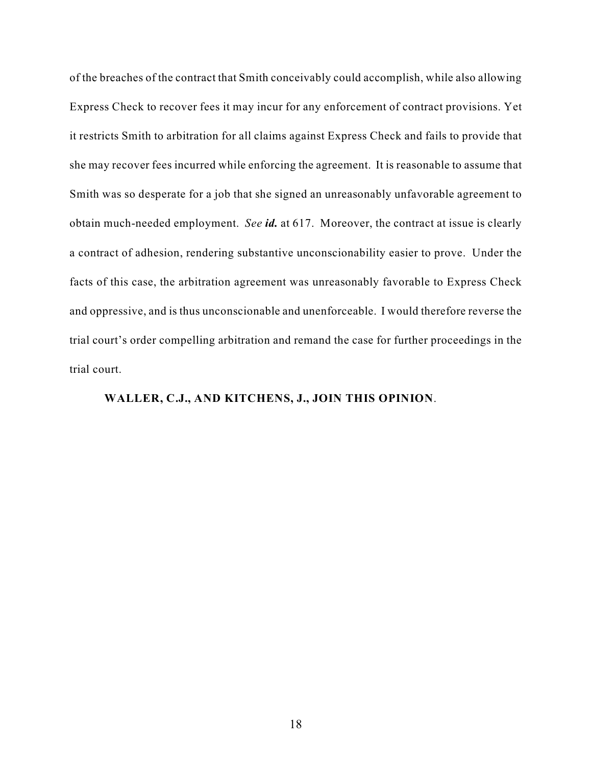of the breaches of the contract that Smith conceivably could accomplish, while also allowing Express Check to recover fees it may incur for any enforcement of contract provisions. Yet it restricts Smith to arbitration for all claims against Express Check and fails to provide that she may recover fees incurred while enforcing the agreement. It is reasonable to assume that Smith was so desperate for a job that she signed an unreasonably unfavorable agreement to obtain much-needed employment. *See* ***id.*** at 617. Moreover, the contract at issue is clearly a contract of adhesion, rendering substantive unconscionability easier to prove. Under the facts of this case, the arbitration agreement was unreasonably favorable to Express Check and oppressive, and is thus unconscionable and unenforceable. I would therefore reverse the trial court's order compelling arbitration and remand the case for further proceedings in the trial court.

**WALLER, C.J., AND KITCHENS, J., JOIN THIS OPINION**.